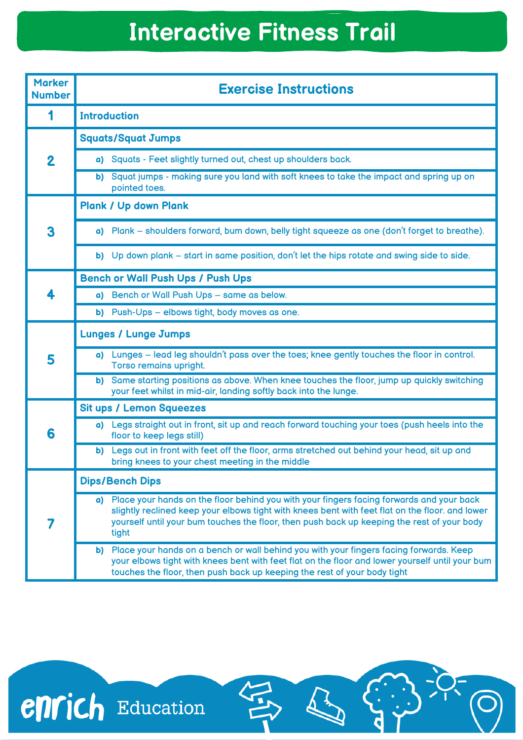# Interactive Fitness Trail

| Marker Number | Exercise Instructions |
|---|---|
| 1 | **Introduction** |
| 2 | **Squats/Squat Jumps** |
| | **a)** Squats - Feet slightly turned out, chest up shoulders back. |
| | **b)** Squat jumps - making sure you land with soft knees to take the impact and spring up on pointed toes. |
| 3 | **Plank / Up down Plank** |
| | **a)** Plank – shoulders forward, bum down, belly tight squeeze as one (don't forget to breathe). |
| | **b)** Up down plank – start in same position, don't let the hips rotate and swing side to side. |
| 4 | **Bench or Wall Push Ups / Push Ups** |
| | **a)** Bench or Wall Push Ups – same as below. |
| | **b)** Push-Ups – elbows tight, body moves as one. |
| 5 | **Lunges / Lunge Jumps** |
| | **a)** Lunges – lead leg shouldn't pass over the toes; knee gently touches the floor in control. Torso remains upright. |
| | **b)** Same starting positions as above. When knee touches the floor, jump up quickly switching your feet whilst in mid-air, landing softly back into the lunge. |
| 6 | **Sit ups / Lemon Squeezes** |
| | **a)** Legs straight out in front, sit up and reach forward touching your toes (push heels into the floor to keep legs still) |
| | **b)** Legs out in front with feet off the floor, arms stretched out behind your head, sit up and bring knees to your chest meeting in the middle |
| 7 | **Dips/Bench Dips** |
| | **a)** Place your hands on the floor behind you with your fingers facing forwards and your back slightly reclined keep your elbows tight with knees bent with feet flat on the floor. and lower yourself until your bum touches the floor, then push back up keeping the rest of your body tight |
| | **b)** Place your hands on a bench or wall behind you with your fingers facing forwards. Keep your elbows tight with knees bent with feet flat on the floor and lower yourself until your bum touches the floor, then push back up keeping the rest of your body tight |

enrich Education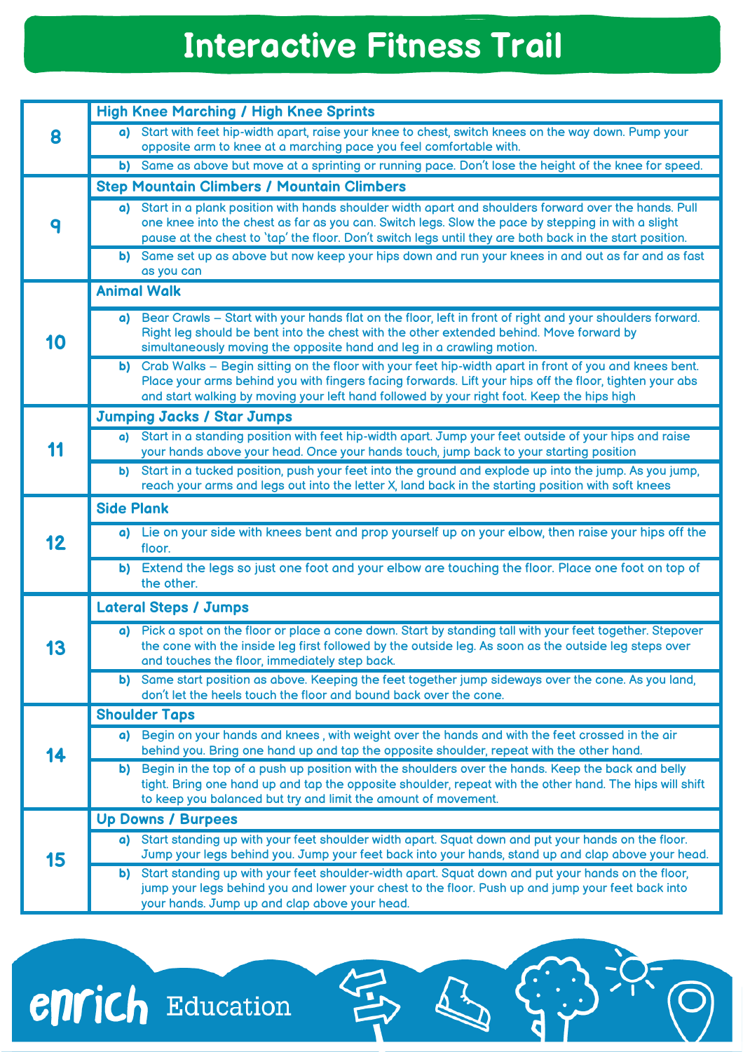# Interactive Fitness Trail

| | | |
|---|---|---|
| **8** | **High Knee Marching / High Knee Sprints** | |
| | **a)** | Start with feet hip-width apart, raise your knee to chest, switch knees on the way down. Pump your opposite arm to knee at a marching pace you feel comfortable with. |
| | **b)** | Same as above but move at a sprinting or running pace. Don't lose the height of the knee for speed. |
| **9** | **Step Mountain Climbers / Mountain Climbers** | |
| | **a)** | Start in a plank position with hands shoulder width apart and shoulders forward over the hands. Pull one knee into the chest as far as you can. Switch legs. Slow the pace by stepping in with a slight pause at the chest to 'tap' the floor. Don't switch legs until they are both back in the start position. |
| | **b)** | Same set up as above but now keep your hips down and run your knees in and out as far and as fast as you can |
| **10** | **Animal Walk** | |
| | **a)** | Bear Crawls – Start with your hands flat on the floor, left in front of right and your shoulders forward. Right leg should be bent into the chest with the other extended behind. Move forward by simultaneously moving the opposite hand and leg in a crawling motion. |
| | **b)** | Crab Walks – Begin sitting on the floor with your feet hip-width apart in front of you and knees bent. Place your arms behind you with fingers facing forwards. Lift your hips off the floor, tighten your abs and start walking by moving your left hand followed by your right foot. Keep the hips high |
| **11** | **Jumping Jacks / Star Jumps** | |
| | **a)** | Start in a standing position with feet hip-width apart. Jump your feet outside of your hips and raise your hands above your head. Once your hands touch, jump back to your starting position |
| | **b)** | Start in a tucked position, push your feet into the ground and explode up into the jump. As you jump, reach your arms and legs out into the letter X, land back in the starting position with soft knees |
| **12** | **Side Plank** | |
| | **a)** | Lie on your side with knees bent and prop yourself up on your elbow, then raise your hips off the floor. |
| | **b)** | Extend the legs so just one foot and your elbow are touching the floor. Place one foot on top of the other. |
| **13** | **Lateral Steps / Jumps** | |
| | **a)** | Pick a spot on the floor or place a cone down. Start by standing tall with your feet together. Stepover the cone with the inside leg first followed by the outside leg. As soon as the outside leg steps over and touches the floor, immediately step back. |
| | **b)** | Same start position as above. Keeping the feet together jump sideways over the cone. As you land, don't let the heels touch the floor and bound back over the cone. |
| **14** | **Shoulder Taps** | |
| | **a)** | Begin on your hands and knees , with weight over the hands and with the feet crossed in the air behind you. Bring one hand up and tap the opposite shoulder, repeat with the other hand. |
| | **b)** | Begin in the top of a push up position with the shoulders over the hands. Keep the back and belly tight. Bring one hand up and tap the opposite shoulder, repeat with the other hand. The hips will shift to keep you balanced but try and limit the amount of movement. |
| **15** | **Up Downs / Burpees** | |
| | **a)** | Start standing up with your feet shoulder width apart. Squat down and put your hands on the floor. Jump your legs behind you. Jump your feet back into your hands, stand up and clap above your head. |
| | **b)** | Start standing up with your feet shoulder-width apart. Squat down and put your hands on the floor, jump your legs behind you and lower your chest to the floor. Push up and jump your feet back into your hands. Jump up and clap above your head. |

enrich Education